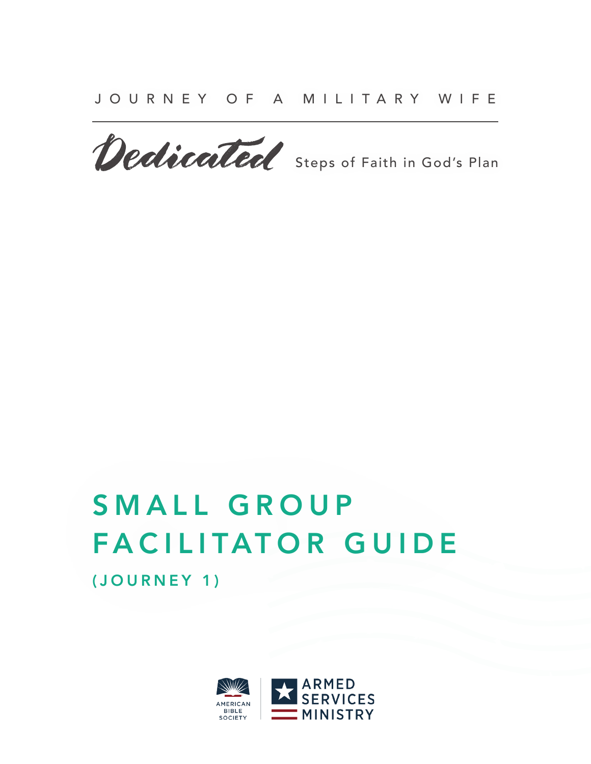JOURNEY OF A MILITARY WIFE

# Dedicated

Steps of Faith in God's Plan

# SMALL GROUP FACILITATOR GUIDE

## (JOURNEY 1)

AMERICAN BIBLE SOCIETY

ARMED SERVICES MINISTRY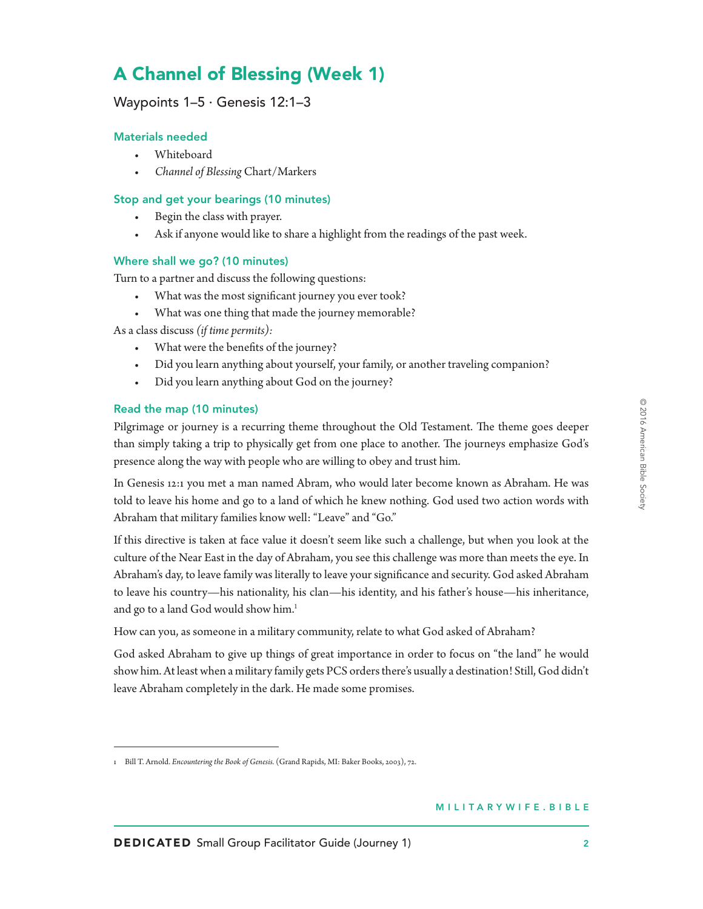# A Channel of Blessing (Week 1)

Waypoints 1–5 · Genesis 12:1–3

### Materials needed

- Whiteboard
- *Channel of Blessing* Chart/Markers

### Stop and get your bearings (10 minutes)

- Begin the class with prayer.
- Ask if anyone would like to share a highlight from the readings of the past week.

### Where shall we go? (10 minutes)

Turn to a partner and discuss the following questions:

- What was the most significant journey you ever took?
- What was one thing that made the journey memorable?

As a class discuss *(if time permits):*

- What were the benefits of the journey?
- Did you learn anything about yourself, your family, or another traveling companion?
- Did you learn anything about God on the journey?

### Read the map (10 minutes)

Pilgrimage or journey is a recurring theme throughout the Old Testament. The theme goes deeper than simply taking a trip to physically get from one place to another. The journeys emphasize God's presence along the way with people who are willing to obey and trust him.

In Genesis 12:1 you met a man named Abram, who would later become known as Abraham. He was told to leave his home and go to a land of which he knew nothing. God used two action words with Abraham that military families know well: "Leave" and "Go."

If this directive is taken at face value it doesn't seem like such a challenge, but when you look at the culture of the Near East in the day of Abraham, you see this challenge was more than meets the eye. In Abraham's day, to leave family was literally to leave your significance and security. God asked Abraham to leave his country—his nationality, his clan—his identity, and his father's house—his inheritance, and go to a land God would show him.[1]

How can you, as someone in a military community, relate to what God asked of Abraham?

God asked Abraham to give up things of great importance in order to focus on "the land" he would show him. At least when a military family gets PCS orders there's usually a destination! Still, God didn't leave Abraham completely in the dark. He made some promises.

---

1 Bill T. Arnold. *Encountering the Book of Genesis.* (Grand Rapids, MI: Baker Books, 2003), 72.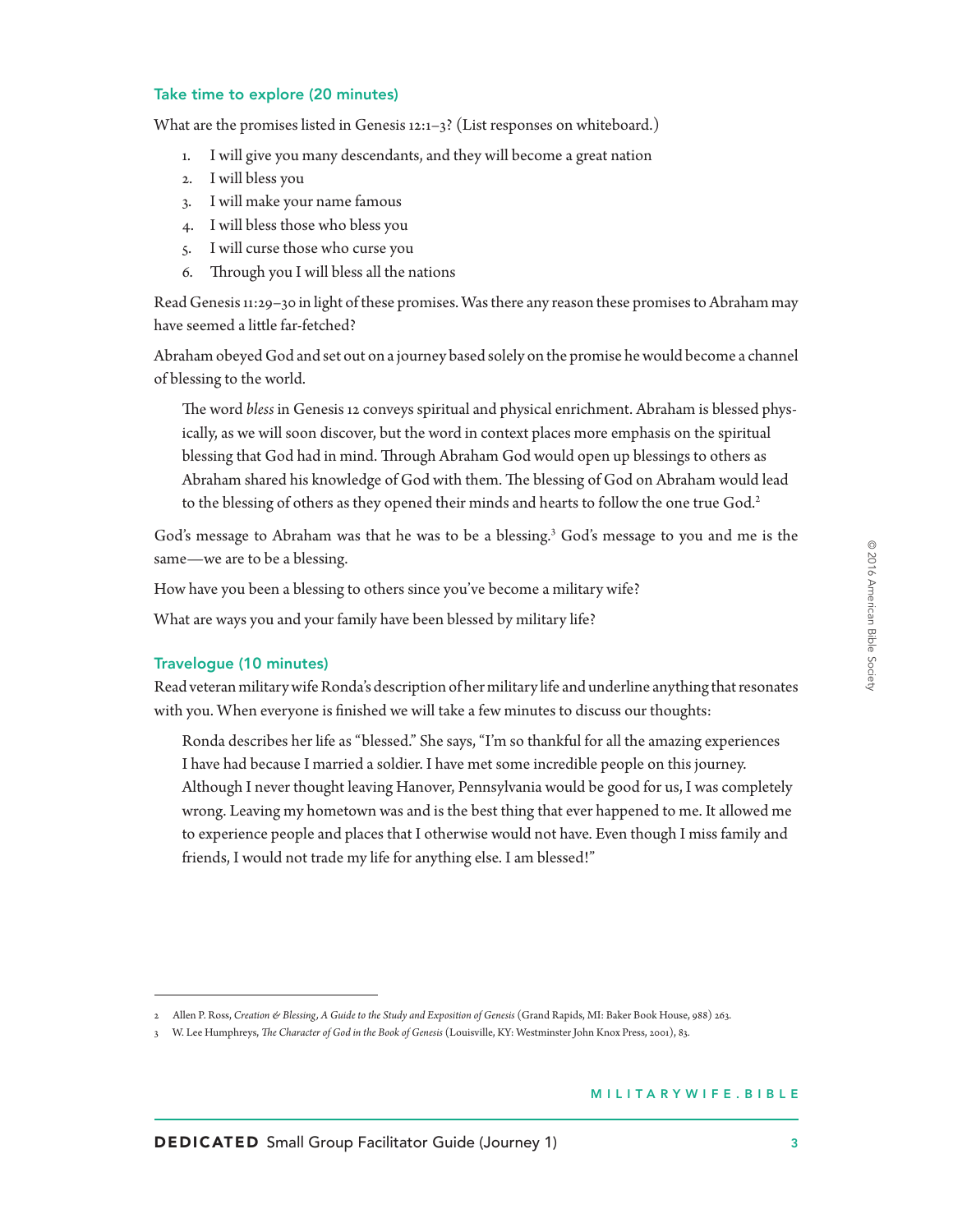### Take time to explore (20 minutes)

What are the promises listed in Genesis 12:1–3? (List responses on whiteboard.)

1. I will give you many descendants, and they will become a great nation
2. I will bless you
3. I will make your name famous
4. I will bless those who bless you
5. I will curse those who curse you
6. Through you I will bless all the nations

Read Genesis 11:29–30 in light of these promises. Was there any reason these promises to Abraham may have seemed a little far-fetched?

Abraham obeyed God and set out on a journey based solely on the promise he would become a channel of blessing to the world.

> The word *bless* in Genesis 12 conveys spiritual and physical enrichment. Abraham is blessed physically, as we will soon discover, but the word in context places more emphasis on the spiritual blessing that God had in mind. Through Abraham God would open up blessings to others as Abraham shared his knowledge of God with them. The blessing of God on Abraham would lead to the blessing of others as they opened their minds and hearts to follow the one true God.[2]

God's message to Abraham was that he was to be a blessing.[3] God's message to you and me is the same—we are to be a blessing.

How have you been a blessing to others since you've become a military wife?

What are ways you and your family have been blessed by military life?

### Travelogue (10 minutes)

Read veteran military wife Ronda's description of her military life and underline anything that resonates with you. When everyone is finished we will take a few minutes to discuss our thoughts:

> Ronda describes her life as "blessed." She says, "I'm so thankful for all the amazing experiences I have had because I married a soldier. I have met some incredible people on this journey. Although I never thought leaving Hanover, Pennsylvania would be good for us, I was completely wrong. Leaving my hometown was and is the best thing that ever happened to me. It allowed me to experience people and places that I otherwise would not have. Even though I miss family and friends, I would not trade my life for anything else. I am blessed!"

---

2 Allen P. Ross, *Creation & Blessing, A Guide to the Study and Exposition of Genesis* (Grand Rapids, MI: Baker Book House, 988) 263.

3 W. Lee Humphreys, *The Character of God in the Book of Genesis* (Louisville, KY: Westminster John Knox Press, 2001), 83.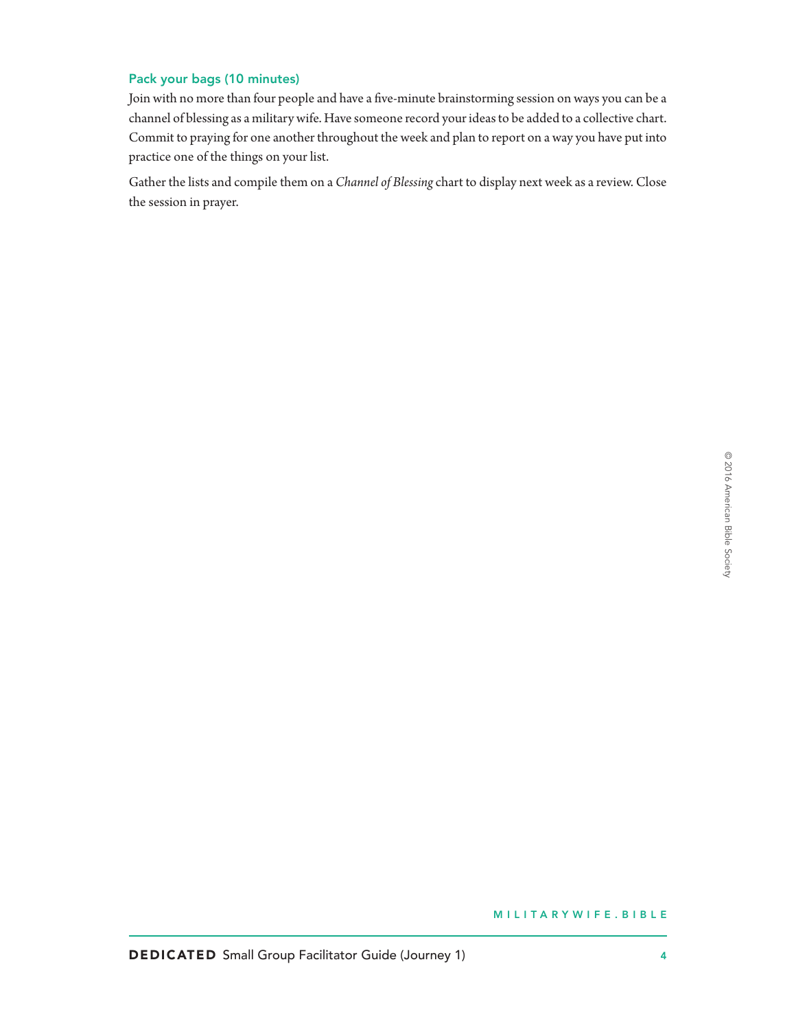### Pack your bags (10 minutes)

Join with no more than four people and have a five-minute brainstorming session on ways you can be a channel of blessing as a military wife. Have someone record your ideas to be added to a collective chart. Commit to praying for one another throughout the week and plan to report on a way you have put into practice one of the things on your list.

Gather the lists and compile them on a *Channel of Blessing* chart to display next week as a review. Close the session in prayer.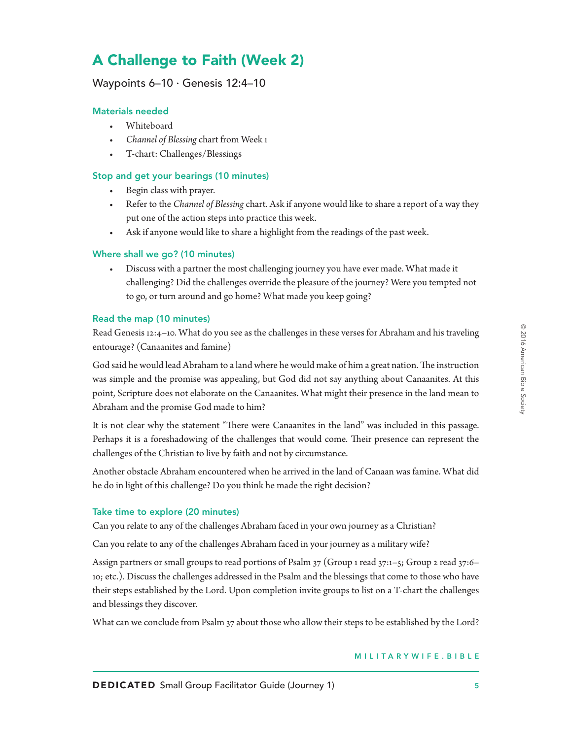# A Challenge to Faith (Week 2)

Waypoints 6–10 · Genesis 12:4–10

### Materials needed

- Whiteboard
- *Channel of Blessing* chart from Week 1
- T-chart: Challenges/Blessings

### Stop and get your bearings (10 minutes)

- Begin class with prayer.
- Refer to the *Channel of Blessing* chart. Ask if anyone would like to share a report of a way they put one of the action steps into practice this week.
- Ask if anyone would like to share a highlight from the readings of the past week.

### Where shall we go? (10 minutes)

- Discuss with a partner the most challenging journey you have ever made. What made it challenging? Did the challenges override the pleasure of the journey? Were you tempted not to go, or turn around and go home? What made you keep going?

### Read the map (10 minutes)

Read Genesis 12:4–10. What do you see as the challenges in these verses for Abraham and his traveling entourage? (Canaanites and famine)

God said he would lead Abraham to a land where he would make of him a great nation. The instruction was simple and the promise was appealing, but God did not say anything about Canaanites. At this point, Scripture does not elaborate on the Canaanites. What might their presence in the land mean to Abraham and the promise God made to him?

It is not clear why the statement "There were Canaanites in the land" was included in this passage. Perhaps it is a foreshadowing of the challenges that would come. Their presence can represent the challenges of the Christian to live by faith and not by circumstance.

Another obstacle Abraham encountered when he arrived in the land of Canaan was famine. What did he do in light of this challenge? Do you think he made the right decision?

### Take time to explore (20 minutes)

Can you relate to any of the challenges Abraham faced in your own journey as a Christian?

Can you relate to any of the challenges Abraham faced in your journey as a military wife?

Assign partners or small groups to read portions of Psalm 37 (Group 1 read 37:1–5; Group 2 read 37:6–10; etc.). Discuss the challenges addressed in the Psalm and the blessings that come to those who have their steps established by the Lord. Upon completion invite groups to list on a T-chart the challenges and blessings they discover.

What can we conclude from Psalm 37 about those who allow their steps to be established by the Lord?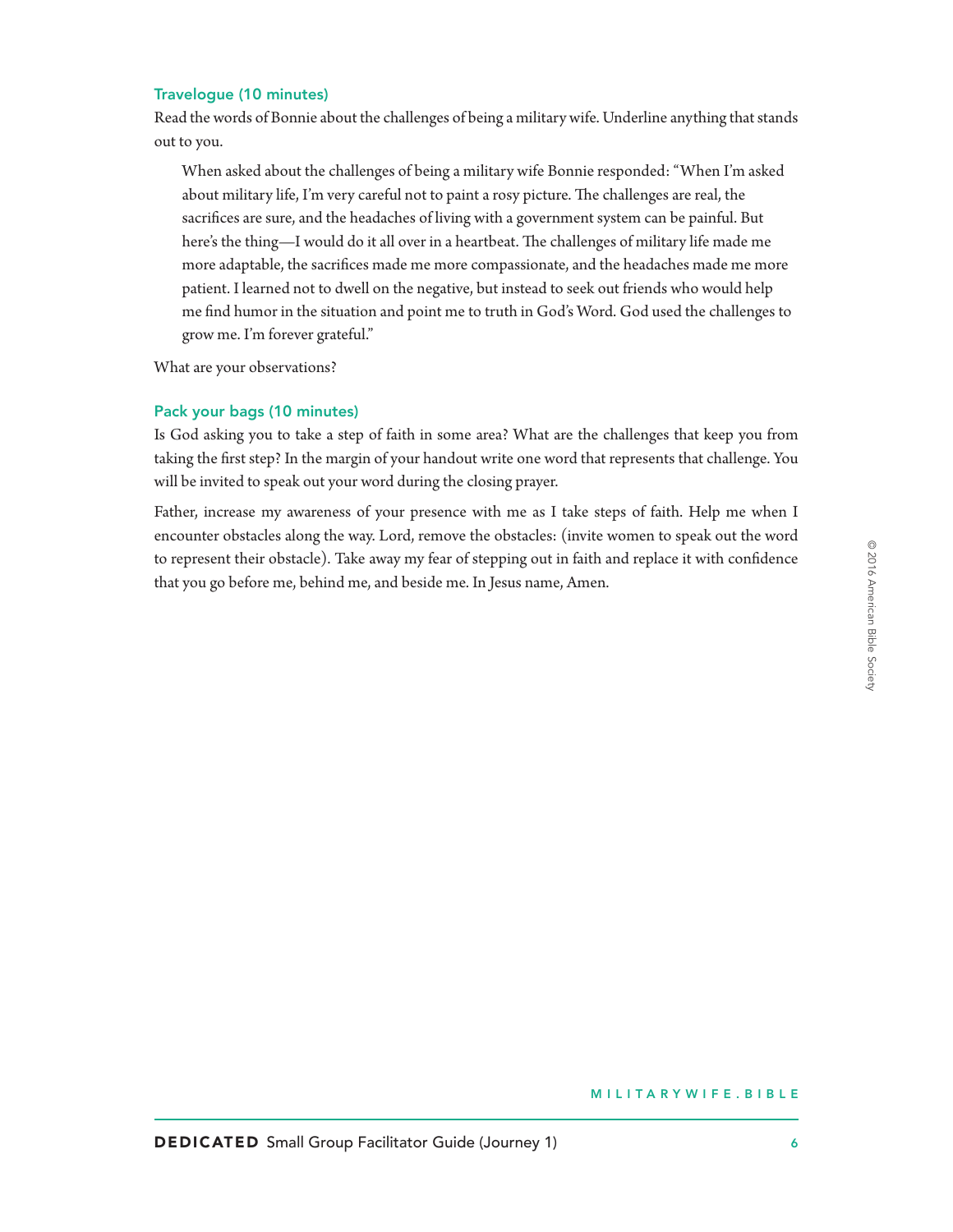### Travelogue (10 minutes)

Read the words of Bonnie about the challenges of being a military wife. Underline anything that stands out to you.

> When asked about the challenges of being a military wife Bonnie responded: "When I'm asked about military life, I'm very careful not to paint a rosy picture. The challenges are real, the sacrifices are sure, and the headaches of living with a government system can be painful. But here's the thing—I would do it all over in a heartbeat. The challenges of military life made me more adaptable, the sacrifices made me more compassionate, and the headaches made me more patient. I learned not to dwell on the negative, but instead to seek out friends who would help me find humor in the situation and point me to truth in God's Word. God used the challenges to grow me. I'm forever grateful."

What are your observations?

### Pack your bags (10 minutes)

Is God asking you to take a step of faith in some area? What are the challenges that keep you from taking the first step? In the margin of your handout write one word that represents that challenge. You will be invited to speak out your word during the closing prayer.

Father, increase my awareness of your presence with me as I take steps of faith. Help me when I encounter obstacles along the way. Lord, remove the obstacles: (invite women to speak out the word to represent their obstacle). Take away my fear of stepping out in faith and replace it with confidence that you go before me, behind me, and beside me. In Jesus name, Amen.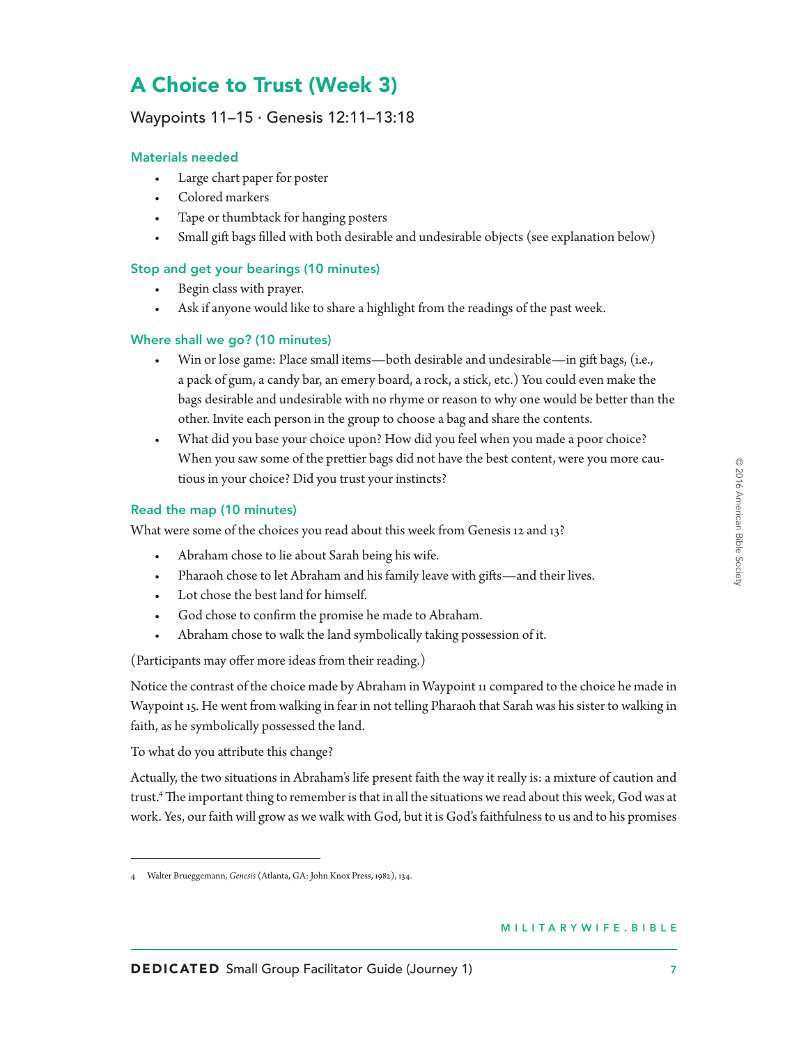# A Choice to Trust (Week 3)

Waypoints 11–15 · Genesis 12:11–13:18

### Materials needed

- Large chart paper for poster
- Colored markers
- Tape or thumbtack for hanging posters
- Small gift bags filled with both desirable and undesirable objects (see explanation below)

### Stop and get your bearings (10 minutes)

- Begin class with prayer.
- Ask if anyone would like to share a highlight from the readings of the past week.

### Where shall we go? (10 minutes)

- Win or lose game: Place small items—both desirable and undesirable—in gift bags, (i.e., a pack of gum, a candy bar, an emery board, a rock, a stick, etc.) You could even make the bags desirable and undesirable with no rhyme or reason to why one would be better than the other. Invite each person in the group to choose a bag and share the contents.
- What did you base your choice upon? How did you feel when you made a poor choice? When you saw some of the prettier bags did not have the best content, were you more cautious in your choice? Did you trust your instincts?

### Read the map (10 minutes)

What were some of the choices you read about this week from Genesis 12 and 13?

- Abraham chose to lie about Sarah being his wife.
- Pharaoh chose to let Abraham and his family leave with gifts—and their lives.
- Lot chose the best land for himself.
- God chose to confirm the promise he made to Abraham.
- Abraham chose to walk the land symbolically taking possession of it.

(Participants may offer more ideas from their reading.)

Notice the contrast of the choice made by Abraham in Waypoint 11 compared to the choice he made in Waypoint 15. He went from walking in fear in not telling Pharaoh that Sarah was his sister to walking in faith, as he symbolically possessed the land.

To what do you attribute this change?

Actually, the two situations in Abraham's life present faith the way it really is: a mixture of caution and trust.[4] The important thing to remember is that in all the situations we read about this week, God was at work. Yes, our faith will grow as we walk with God, but it is God's faithfulness to us and to his promises

4 Walter Brueggemann, *Genesis* (Atlanta, GA: John Knox Press, 1982), 134.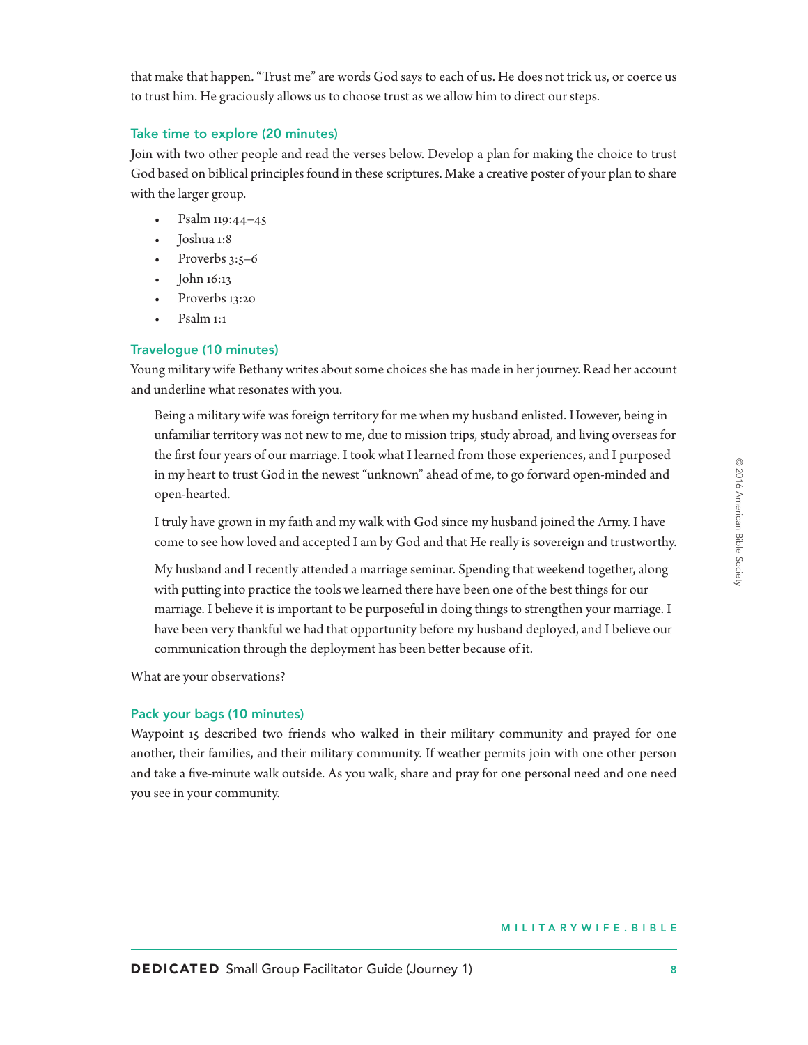that make that happen. "Trust me" are words God says to each of us. He does not trick us, or coerce us to trust him. He graciously allows us to choose trust as we allow him to direct our steps.

### Take time to explore (20 minutes)

Join with two other people and read the verses below. Develop a plan for making the choice to trust God based on biblical principles found in these scriptures. Make a creative poster of your plan to share with the larger group.

- Psalm 119:44–45
- Joshua 1:8
- Proverbs 3:5–6
- John 16:13
- Proverbs 13:20
- Psalm 1:1

### Travelogue (10 minutes)

Young military wife Bethany writes about some choices she has made in her journey. Read her account and underline what resonates with you.

> Being a military wife was foreign territory for me when my husband enlisted. However, being in unfamiliar territory was not new to me, due to mission trips, study abroad, and living overseas for the first four years of our marriage. I took what I learned from those experiences, and I purposed in my heart to trust God in the newest "unknown" ahead of me, to go forward open-minded and open-hearted.
>
> I truly have grown in my faith and my walk with God since my husband joined the Army. I have come to see how loved and accepted I am by God and that He really is sovereign and trustworthy.
>
> My husband and I recently attended a marriage seminar. Spending that weekend together, along with putting into practice the tools we learned there have been one of the best things for our marriage. I believe it is important to be purposeful in doing things to strengthen your marriage. I have been very thankful we had that opportunity before my husband deployed, and I believe our communication through the deployment has been better because of it.

What are your observations?

### Pack your bags (10 minutes)

Waypoint 15 described two friends who walked in their military community and prayed for one another, their families, and their military community. If weather permits join with one other person and take a five-minute walk outside. As you walk, share and pray for one personal need and one need you see in your community.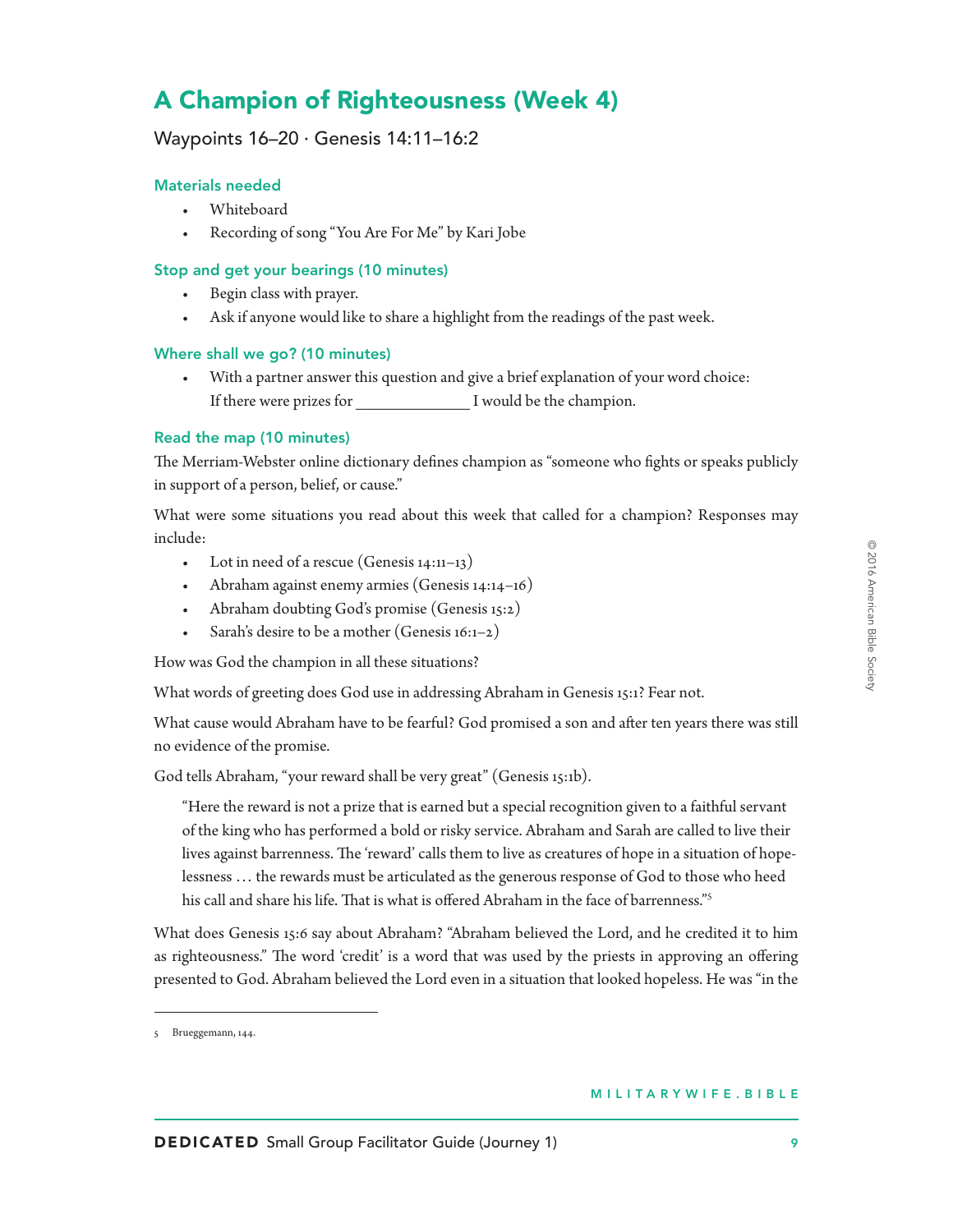# A Champion of Righteousness (Week 4)

Waypoints 16–20 · Genesis 14:11–16:2

### Materials needed

- Whiteboard
- Recording of song "You Are For Me" by Kari Jobe

### Stop and get your bearings (10 minutes)

- Begin class with prayer.
- Ask if anyone would like to share a highlight from the readings of the past week.

### Where shall we go? (10 minutes)

- With a partner answer this question and give a brief explanation of your word choice: If there were prizes for ______________ I would be the champion.

### Read the map (10 minutes)

The Merriam-Webster online dictionary defines champion as "someone who fights or speaks publicly in support of a person, belief, or cause."

What were some situations you read about this week that called for a champion? Responses may include:

- Lot in need of a rescue (Genesis 14:11–13)
- Abraham against enemy armies (Genesis 14:14–16)
- Abraham doubting God's promise (Genesis 15:2)
- Sarah's desire to be a mother (Genesis 16:1–2)

How was God the champion in all these situations?

What words of greeting does God use in addressing Abraham in Genesis 15:1? Fear not.

What cause would Abraham have to be fearful? God promised a son and after ten years there was still no evidence of the promise.

God tells Abraham, "your reward shall be very great" (Genesis 15:1b).

> "Here the reward is not a prize that is earned but a special recognition given to a faithful servant of the king who has performed a bold or risky service. Abraham and Sarah are called to live their lives against barrenness. The 'reward' calls them to live as creatures of hope in a situation of hopelessness … the rewards must be articulated as the generous response of God to those who heed his call and share his life. That is what is offered Abraham in the face of barrenness."[5]

What does Genesis 15:6 say about Abraham? "Abraham believed the Lord, and he credited it to him as righteousness." The word 'credit' is a word that was used by the priests in approving an offering presented to God. Abraham believed the Lord even in a situation that looked hopeless. He was "in the

---

5 Brueggemann, 144.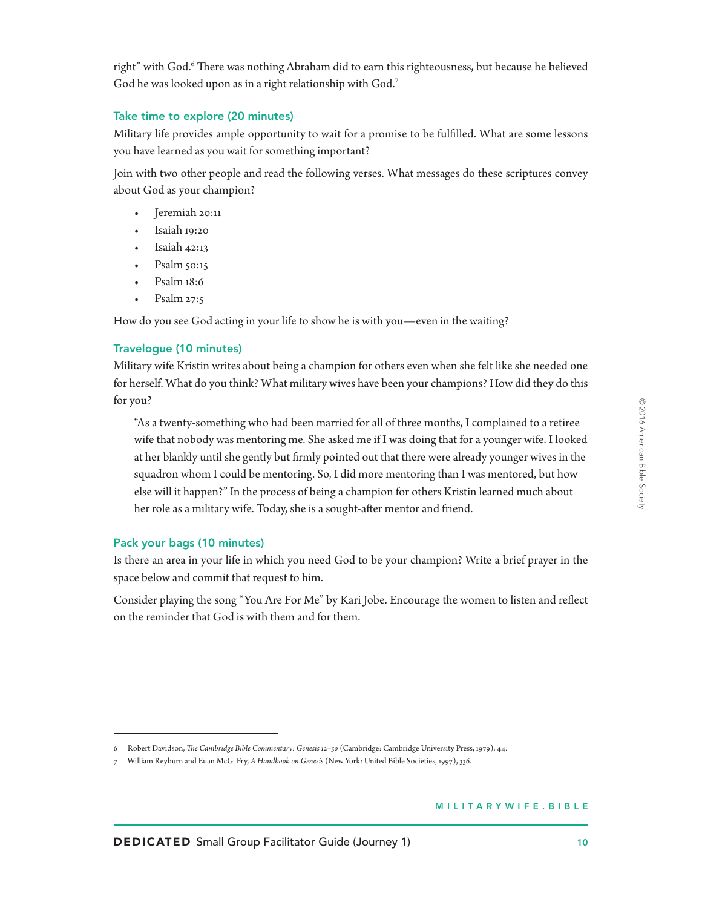right" with God.[6] There was nothing Abraham did to earn this righteousness, but because he believed God he was looked upon as in a right relationship with God.[7]

### Take time to explore (20 minutes)

Military life provides ample opportunity to wait for a promise to be fulfilled. What are some lessons you have learned as you wait for something important?

Join with two other people and read the following verses. What messages do these scriptures convey about God as your champion?

- Jeremiah 20:11
- Isaiah 19:20
- Isaiah 42:13
- Psalm 50:15
- Psalm 18:6
- Psalm 27:5

How do you see God acting in your life to show he is with you—even in the waiting?

### Travelogue (10 minutes)

Military wife Kristin writes about being a champion for others even when she felt like she needed one for herself. What do you think? What military wives have been your champions? How did they do this for you?

> "As a twenty-something who had been married for all of three months, I complained to a retiree wife that nobody was mentoring me. She asked me if I was doing that for a younger wife. I looked at her blankly until she gently but firmly pointed out that there were already younger wives in the squadron whom I could be mentoring. So, I did more mentoring than I was mentored, but how else will it happen?" In the process of being a champion for others Kristin learned much about her role as a military wife. Today, she is a sought-after mentor and friend.

### Pack your bags (10 minutes)

Is there an area in your life in which you need God to be your champion? Write a brief prayer in the space below and commit that request to him.

Consider playing the song "You Are For Me" by Kari Jobe. Encourage the women to listen and reflect on the reminder that God is with them and for them.

---

6 Robert Davidson, *The Cambridge Bible Commentary: Genesis 12–50* (Cambridge: Cambridge University Press, 1979), 44.

7 William Reyburn and Euan McG. Fry, *A Handbook on Genesis* (New York: United Bible Societies, 1997), 336.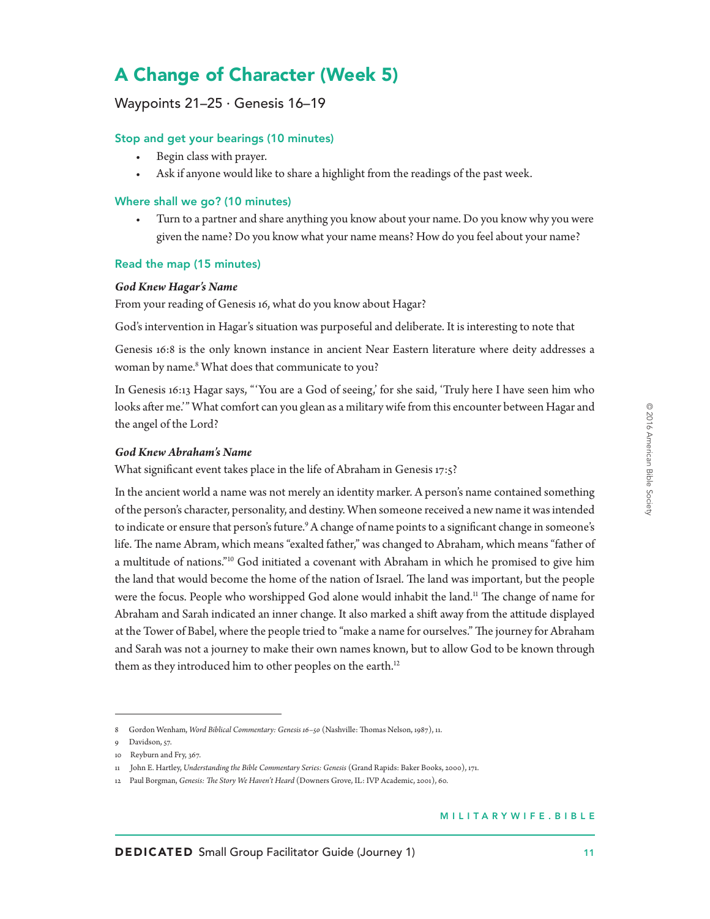# A Change of Character (Week 5)

Waypoints 21–25 · Genesis 16–19

### Stop and get your bearings (10 minutes)

- Begin class with prayer.
- Ask if anyone would like to share a highlight from the readings of the past week.

### Where shall we go? (10 minutes)

- Turn to a partner and share anything you know about your name. Do you know why you were given the name? Do you know what your name means? How do you feel about your name?

### Read the map (15 minutes)

***God Knew Hagar's Name***

From your reading of Genesis 16, what do you know about Hagar?

God's intervention in Hagar's situation was purposeful and deliberate. It is interesting to note that

Genesis 16:8 is the only known instance in ancient Near Eastern literature where deity addresses a woman by name.[8] What does that communicate to you?

In Genesis 16:13 Hagar says, "'You are a God of seeing,' for she said, 'Truly here I have seen him who looks after me.'" What comfort can you glean as a military wife from this encounter between Hagar and the angel of the Lord?

***God Knew Abraham's Name***

What significant event takes place in the life of Abraham in Genesis 17:5?

In the ancient world a name was not merely an identity marker. A person's name contained something of the person's character, personality, and destiny. When someone received a new name it was intended to indicate or ensure that person's future.[9] A change of name points to a significant change in someone's life. The name Abram, which means "exalted father," was changed to Abraham, which means "father of a multitude of nations."[10] God initiated a covenant with Abraham in which he promised to give him the land that would become the home of the nation of Israel. The land was important, but the people were the focus. People who worshipped God alone would inhabit the land.[11] The change of name for Abraham and Sarah indicated an inner change. It also marked a shift away from the attitude displayed at the Tower of Babel, where the people tried to "make a name for ourselves." The journey for Abraham and Sarah was not a journey to make their own names known, but to allow God to be known through them as they introduced him to other peoples on the earth.[12]

---

8 Gordon Wenham, *Word Biblical Commentary: Genesis 16–50* (Nashville: Thomas Nelson, 1987), 11.

9 Davidson, 57.

10 Reyburn and Fry, 367.

11 John E. Hartley, *Understanding the Bible Commentary Series: Genesis* (Grand Rapids: Baker Books, 2000), 171.

12 Paul Borgman, *Genesis: The Story We Haven't Heard* (Downers Grove, IL: IVP Academic, 2001), 60.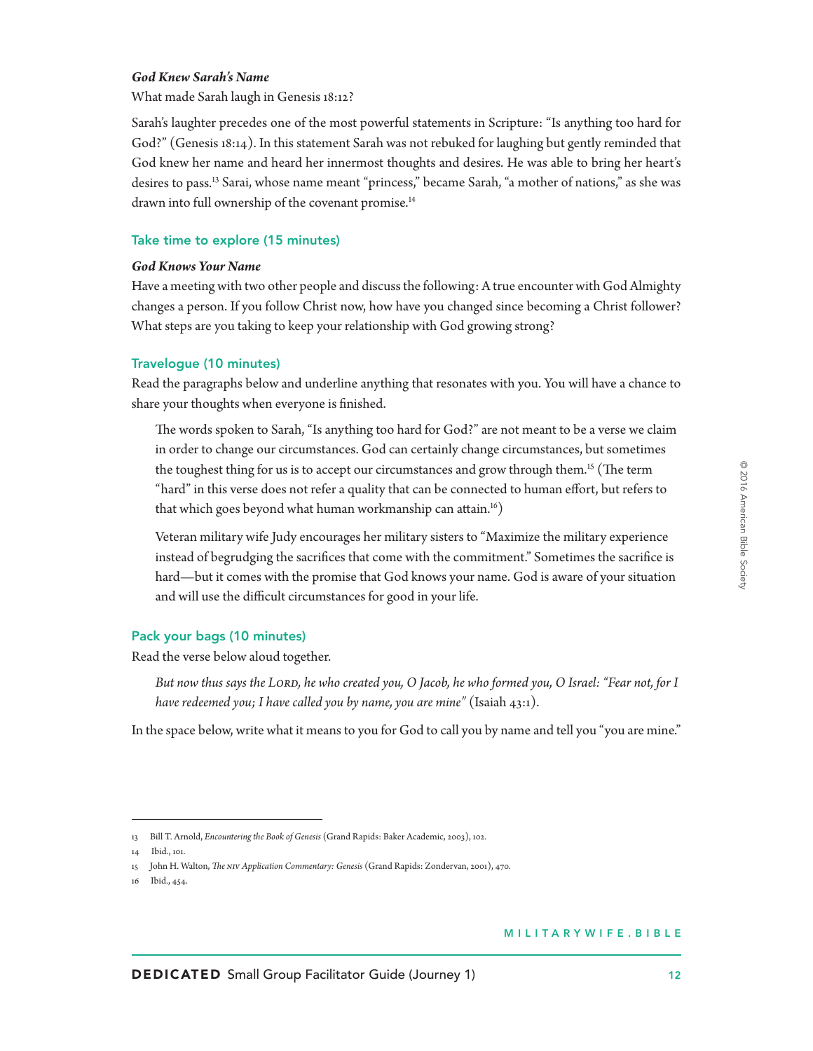### *God Knew Sarah's Name*

What made Sarah laugh in Genesis 18:12?

Sarah's laughter precedes one of the most powerful statements in Scripture: "Is anything too hard for God?" (Genesis 18:14). In this statement Sarah was not rebuked for laughing but gently reminded that God knew her name and heard her innermost thoughts and desires. He was able to bring her heart's desires to pass.[13] Sarai, whose name meant "princess," became Sarah, "a mother of nations," as she was drawn into full ownership of the covenant promise.[14]

## Take time to explore (15 minutes)

### *God Knows Your Name*

Have a meeting with two other people and discuss the following: A true encounter with God Almighty changes a person. If you follow Christ now, how have you changed since becoming a Christ follower? What steps are you taking to keep your relationship with God growing strong?

## Travelogue (10 minutes)

Read the paragraphs below and underline anything that resonates with you. You will have a chance to share your thoughts when everyone is finished.

> The words spoken to Sarah, "Is anything too hard for God?" are not meant to be a verse we claim in order to change our circumstances. God can certainly change circumstances, but sometimes the toughest thing for us is to accept our circumstances and grow through them.[15] (The term "hard" in this verse does not refer a quality that can be connected to human effort, but refers to that which goes beyond what human workmanship can attain.[16])
>
> Veteran military wife Judy encourages her military sisters to "Maximize the military experience instead of begrudging the sacrifices that come with the commitment." Sometimes the sacrifice is hard—but it comes with the promise that God knows your name. God is aware of your situation and will use the difficult circumstances for good in your life.

## Pack your bags (10 minutes)

Read the verse below aloud together.

> *But now thus says the Lord, he who created you, O Jacob, he who formed you, O Israel: "Fear not, for I have redeemed you; I have called you by name, you are mine"* (Isaiah 43:1).

In the space below, write what it means to you for God to call you by name and tell you "you are mine."

---

13 Bill T. Arnold, *Encountering the Book of Genesis* (Grand Rapids: Baker Academic, 2003), 102.

14 Ibid., 101.

15 John H. Walton, *The NIV Application Commentary: Genesis* (Grand Rapids: Zondervan, 2001), 470.

16 Ibid., 454.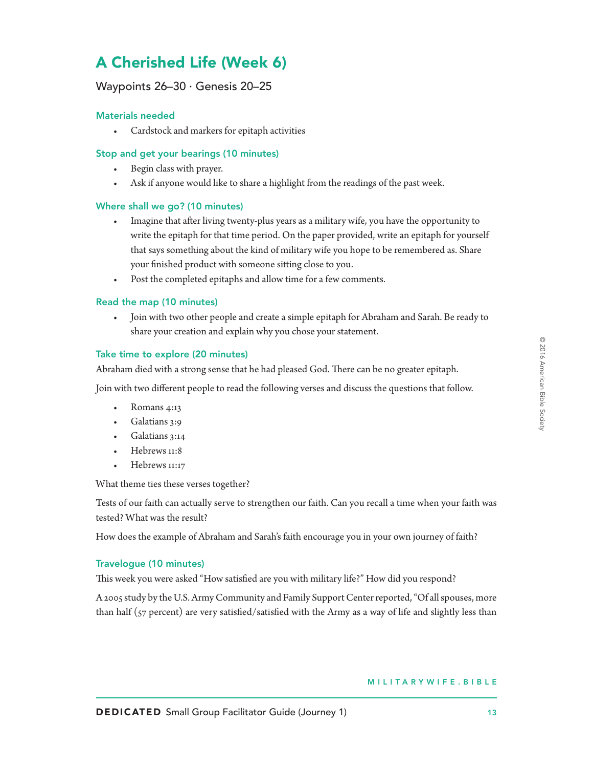# A Cherished Life (Week 6)

Waypoints 26–30 · Genesis 20–25

### Materials needed

- Cardstock and markers for epitaph activities

### Stop and get your bearings (10 minutes)

- Begin class with prayer.
- Ask if anyone would like to share a highlight from the readings of the past week.

### Where shall we go? (10 minutes)

- Imagine that after living twenty-plus years as a military wife, you have the opportunity to write the epitaph for that time period. On the paper provided, write an epitaph for yourself that says something about the kind of military wife you hope to be remembered as. Share your finished product with someone sitting close to you.
- Post the completed epitaphs and allow time for a few comments.

### Read the map (10 minutes)

- Join with two other people and create a simple epitaph for Abraham and Sarah. Be ready to share your creation and explain why you chose your statement.

### Take time to explore (20 minutes)

Abraham died with a strong sense that he had pleased God. There can be no greater epitaph.

Join with two different people to read the following verses and discuss the questions that follow.

- Romans 4:13
- Galatians 3:9
- Galatians 3:14
- Hebrews 11:8
- Hebrews 11:17

What theme ties these verses together?

Tests of our faith can actually serve to strengthen our faith. Can you recall a time when your faith was tested? What was the result?

How does the example of Abraham and Sarah's faith encourage you in your own journey of faith?

### Travelogue (10 minutes)

This week you were asked "How satisfied are you with military life?" How did you respond?

A 2005 study by the U.S. Army Community and Family Support Center reported, "Of all spouses, more than half (57 percent) are very satisfied/satisfied with the Army as a way of life and slightly less than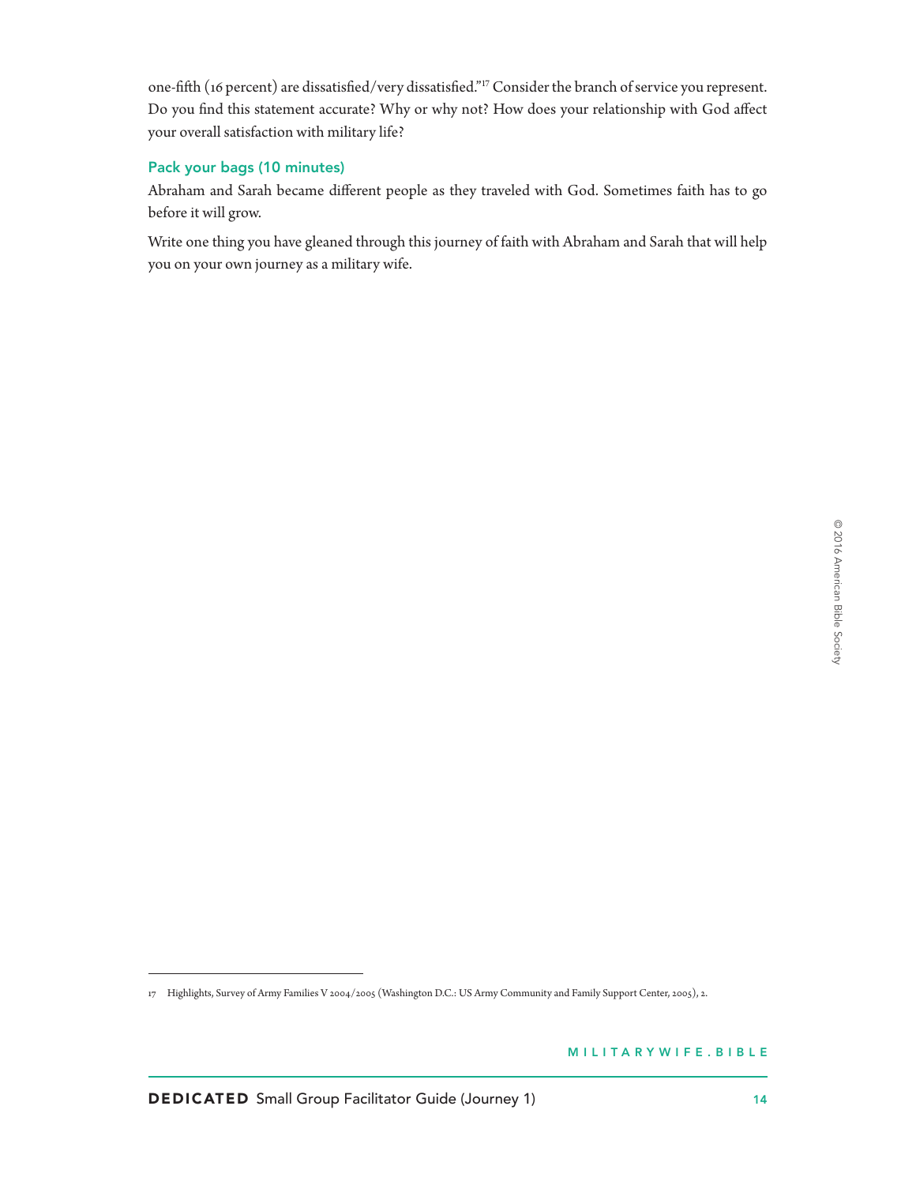one-fifth (16 percent) are dissatisfied/very dissatisfied."[17] Consider the branch of service you represent. Do you find this statement accurate? Why or why not? How does your relationship with God affect your overall satisfaction with military life?

### Pack your bags (10 minutes)

Abraham and Sarah became different people as they traveled with God. Sometimes faith has to go before it will grow.

Write one thing you have gleaned through this journey of faith with Abraham and Sarah that will help you on your own journey as a military wife.

---

17 Highlights, Survey of Army Families V 2004/2005 (Washington D.C.: US Army Community and Family Support Center, 2005), 2.